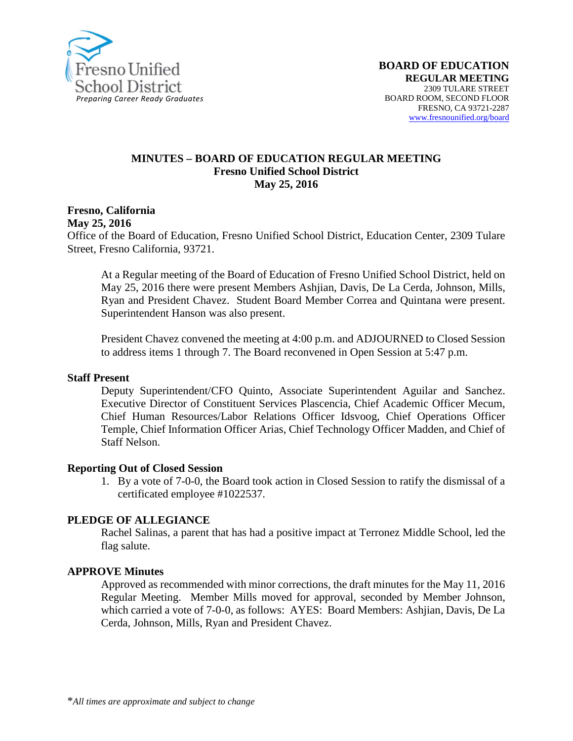Fresno Unified School District
*Preparing Career Ready Graduates*

**BOARD OF EDUCATION**
**REGULAR MEETING**
2309 TULARE STREET
BOARD ROOM, SECOND FLOOR
FRESNO, CA 93721-2287
www.fresnounified.org/board

# MINUTES – BOARD OF EDUCATION REGULAR MEETING
## Fresno Unified School District
## May 25, 2016

**Fresno, California**
**May 25, 2016**
Office of the Board of Education, Fresno Unified School District, Education Center, 2309 Tulare Street, Fresno California, 93721.

At a Regular meeting of the Board of Education of Fresno Unified School District, held on May 25, 2016 there were present Members Ashjian, Davis, De La Cerda, Johnson, Mills, Ryan and President Chavez. Student Board Member Correa and Quintana were present. Superintendent Hanson was also present.

President Chavez convened the meeting at 4:00 p.m. and ADJOURNED to Closed Session to address items 1 through 7. The Board reconvened in Open Session at 5:47 p.m.

### Staff Present

Deputy Superintendent/CFO Quinto, Associate Superintendent Aguilar and Sanchez. Executive Director of Constituent Services Plascencia, Chief Academic Officer Mecum, Chief Human Resources/Labor Relations Officer Idsvoog, Chief Operations Officer Temple, Chief Information Officer Arias, Chief Technology Officer Madden, and Chief of Staff Nelson.

### Reporting Out of Closed Session

1. By a vote of 7-0-0, the Board took action in Closed Session to ratify the dismissal of a certificated employee #1022537.

### PLEDGE OF ALLEGIANCE

Rachel Salinas, a parent that has had a positive impact at Terronez Middle School, led the flag salute.

### APPROVE Minutes

Approved as recommended with minor corrections, the draft minutes for the May 11, 2016 Regular Meeting. Member Mills moved for approval, seconded by Member Johnson, which carried a vote of 7-0-0, as follows: AYES: Board Members: Ashjian, Davis, De La Cerda, Johnson, Mills, Ryan and President Chavez.

**All times are approximate and subject to change*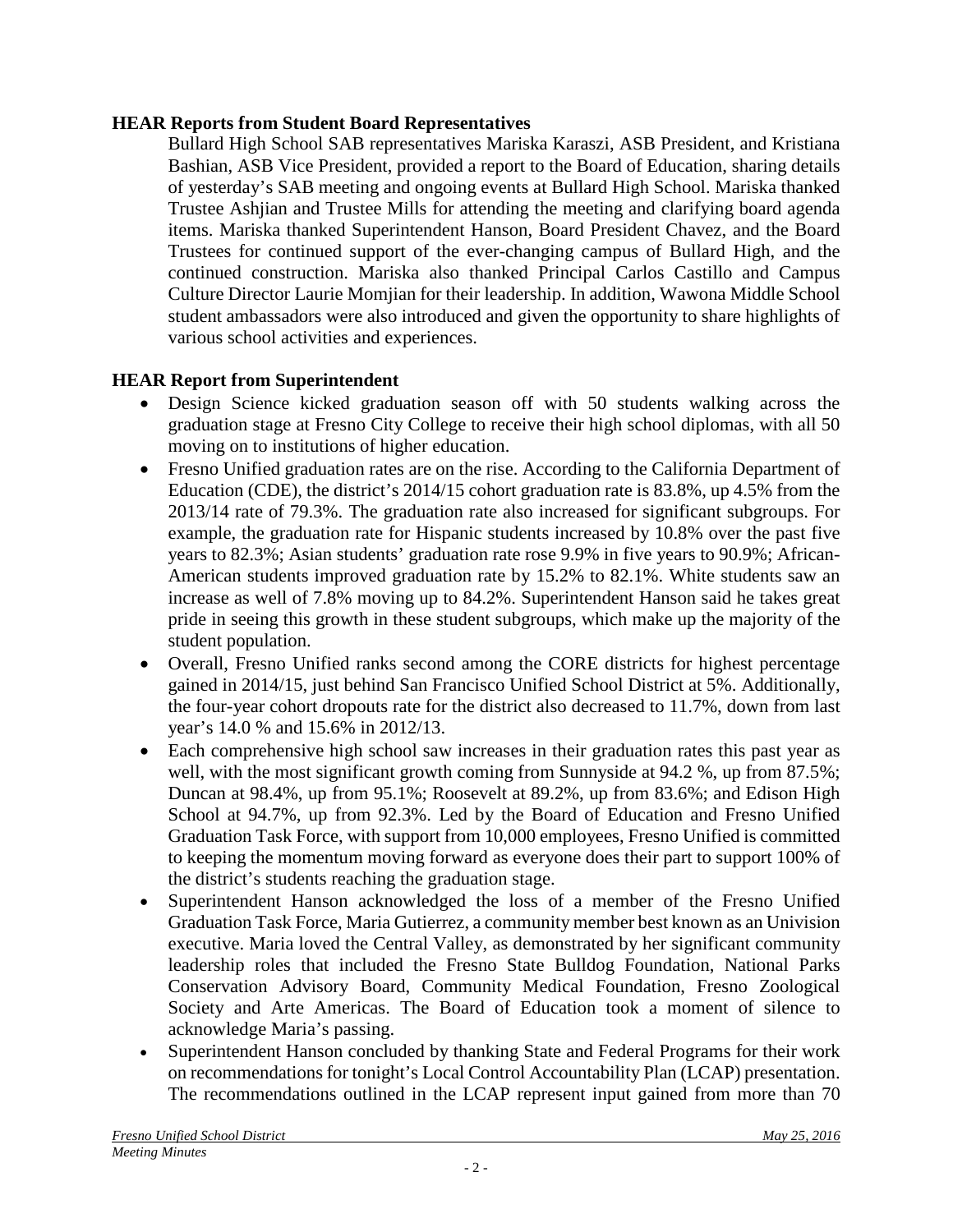**HEAR Reports from Student Board Representatives**

Bullard High School SAB representatives Mariska Karaszi, ASB President, and Kristiana Bashian, ASB Vice President, provided a report to the Board of Education, sharing details of yesterday's SAB meeting and ongoing events at Bullard High School. Mariska thanked Trustee Ashjian and Trustee Mills for attending the meeting and clarifying board agenda items. Mariska thanked Superintendent Hanson, Board President Chavez, and the Board Trustees for continued support of the ever-changing campus of Bullard High, and the continued construction. Mariska also thanked Principal Carlos Castillo and Campus Culture Director Laurie Momjian for their leadership. In addition, Wawona Middle School student ambassadors were also introduced and given the opportunity to share highlights of various school activities and experiences.

**HEAR Report from Superintendent**

- Design Science kicked graduation season off with 50 students walking across the graduation stage at Fresno City College to receive their high school diplomas, with all 50 moving on to institutions of higher education.
- Fresno Unified graduation rates are on the rise. According to the California Department of Education (CDE), the district's 2014/15 cohort graduation rate is 83.8%, up 4.5% from the 2013/14 rate of 79.3%. The graduation rate also increased for significant subgroups. For example, the graduation rate for Hispanic students increased by 10.8% over the past five years to 82.3%; Asian students' graduation rate rose 9.9% in five years to 90.9%; African-American students improved graduation rate by 15.2% to 82.1%. White students saw an increase as well of 7.8% moving up to 84.2%. Superintendent Hanson said he takes great pride in seeing this growth in these student subgroups, which make up the majority of the student population.
- Overall, Fresno Unified ranks second among the CORE districts for highest percentage gained in 2014/15, just behind San Francisco Unified School District at 5%. Additionally, the four-year cohort dropouts rate for the district also decreased to 11.7%, down from last year's 14.0 % and 15.6% in 2012/13.
- Each comprehensive high school saw increases in their graduation rates this past year as well, with the most significant growth coming from Sunnyside at 94.2 %, up from 87.5%; Duncan at 98.4%, up from 95.1%; Roosevelt at 89.2%, up from 83.6%; and Edison High School at 94.7%, up from 92.3%. Led by the Board of Education and Fresno Unified Graduation Task Force, with support from 10,000 employees, Fresno Unified is committed to keeping the momentum moving forward as everyone does their part to support 100% of the district's students reaching the graduation stage.
- Superintendent Hanson acknowledged the loss of a member of the Fresno Unified Graduation Task Force, Maria Gutierrez, a community member best known as an Univision executive. Maria loved the Central Valley, as demonstrated by her significant community leadership roles that included the Fresno State Bulldog Foundation, National Parks Conservation Advisory Board, Community Medical Foundation, Fresno Zoological Society and Arte Americas. The Board of Education took a moment of silence to acknowledge Maria's passing.
- Superintendent Hanson concluded by thanking State and Federal Programs for their work on recommendations for tonight's Local Control Accountability Plan (LCAP) presentation. The recommendations outlined in the LCAP represent input gained from more than 70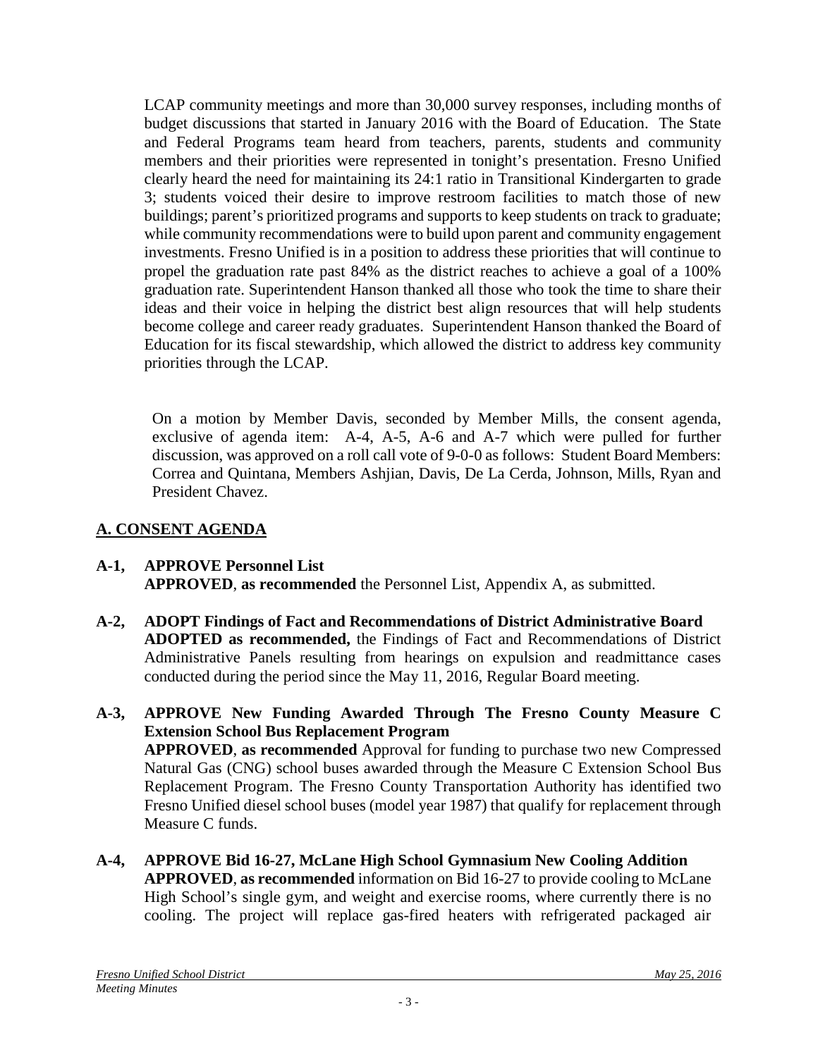LCAP community meetings and more than 30,000 survey responses, including months of budget discussions that started in January 2016 with the Board of Education. The State and Federal Programs team heard from teachers, parents, students and community members and their priorities were represented in tonight's presentation. Fresno Unified clearly heard the need for maintaining its 24:1 ratio in Transitional Kindergarten to grade 3; students voiced their desire to improve restroom facilities to match those of new buildings; parent's prioritized programs and supports to keep students on track to graduate; while community recommendations were to build upon parent and community engagement investments. Fresno Unified is in a position to address these priorities that will continue to propel the graduation rate past 84% as the district reaches to achieve a goal of a 100% graduation rate. Superintendent Hanson thanked all those who took the time to share their ideas and their voice in helping the district best align resources that will help students become college and career ready graduates. Superintendent Hanson thanked the Board of Education for its fiscal stewardship, which allowed the district to address key community priorities through the LCAP.

On a motion by Member Davis, seconded by Member Mills, the consent agenda, exclusive of agenda item: A-4, A-5, A-6 and A-7 which were pulled for further discussion, was approved on a roll call vote of 9-0-0 as follows: Student Board Members: Correa and Quintana, Members Ashjian, Davis, De La Cerda, Johnson, Mills, Ryan and President Chavez.

## A. CONSENT AGENDA

**A-1, APPROVE Personnel List**
**APPROVED**, **as recommended** the Personnel List, Appendix A, as submitted.

**A-2, ADOPT Findings of Fact and Recommendations of District Administrative Board**
**ADOPTED as recommended,** the Findings of Fact and Recommendations of District Administrative Panels resulting from hearings on expulsion and readmittance cases conducted during the period since the May 11, 2016, Regular Board meeting.

**A-3, APPROVE New Funding Awarded Through The Fresno County Measure C Extension School Bus Replacement Program**
**APPROVED**, **as recommended** Approval for funding to purchase two new Compressed Natural Gas (CNG) school buses awarded through the Measure C Extension School Bus Replacement Program. The Fresno County Transportation Authority has identified two Fresno Unified diesel school buses (model year 1987) that qualify for replacement through Measure C funds.

**A-4, APPROVE Bid 16-27, McLane High School Gymnasium New Cooling Addition**
**APPROVED**, **as recommended** information on Bid 16-27 to provide cooling to McLane High School's single gym, and weight and exercise rooms, where currently there is no cooling. The project will replace gas-fired heaters with refrigerated packaged air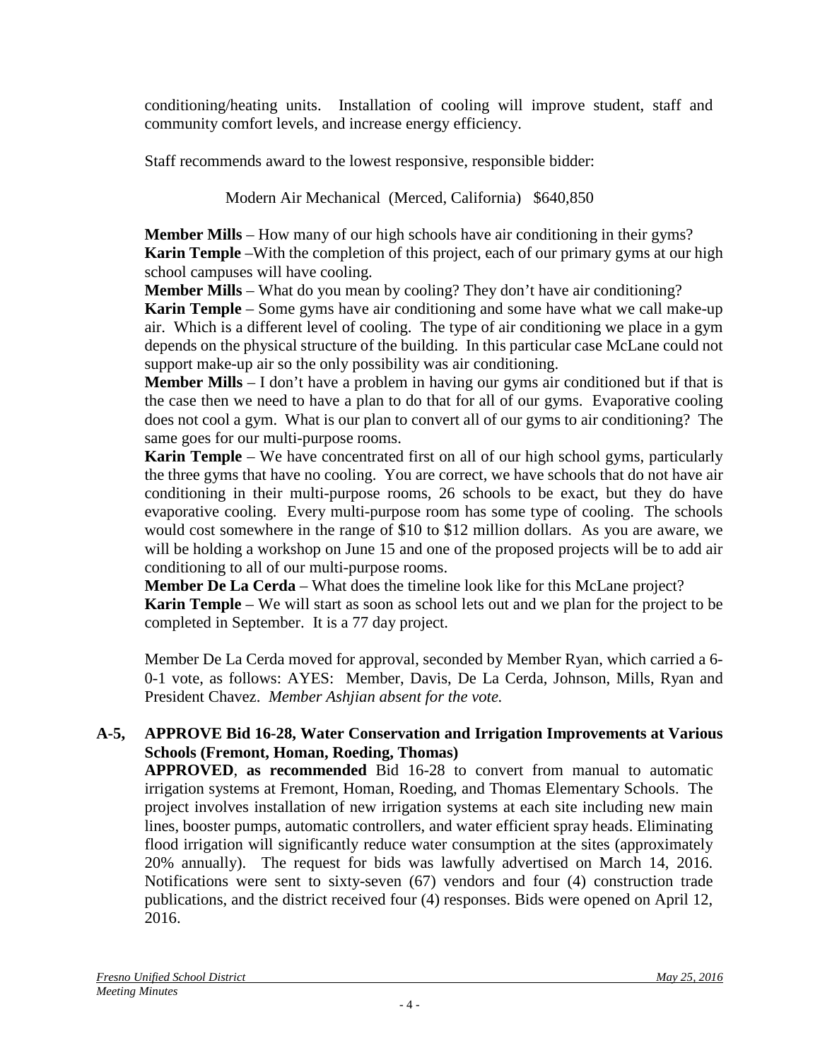conditioning/heating units. Installation of cooling will improve student, staff and community comfort levels, and increase energy efficiency.

Staff recommends award to the lowest responsive, responsible bidder:

Modern Air Mechanical (Merced, California) $640,850

**Member Mills** – How many of our high schools have air conditioning in their gyms?
**Karin Temple** –With the completion of this project, each of our primary gyms at our high school campuses will have cooling.
**Member Mills** – What do you mean by cooling? They don't have air conditioning?
**Karin Temple** – Some gyms have air conditioning and some have what we call make-up air. Which is a different level of cooling. The type of air conditioning we place in a gym depends on the physical structure of the building. In this particular case McLane could not support make-up air so the only possibility was air conditioning.
**Member Mills** – I don't have a problem in having our gyms air conditioned but if that is the case then we need to have a plan to do that for all of our gyms. Evaporative cooling does not cool a gym. What is our plan to convert all of our gyms to air conditioning? The same goes for our multi-purpose rooms.
**Karin Temple** – We have concentrated first on all of our high school gyms, particularly the three gyms that have no cooling. You are correct, we have schools that do not have air conditioning in their multi-purpose rooms, 26 schools to be exact, but they do have evaporative cooling. Every multi-purpose room has some type of cooling. The schools would cost somewhere in the range of $10 to $12 million dollars. As you are aware, we will be holding a workshop on June 15 and one of the proposed projects will be to add air conditioning to all of our multi-purpose rooms.
**Member De La Cerda** – What does the timeline look like for this McLane project?
**Karin Temple** – We will start as soon as school lets out and we plan for the project to be completed in September. It is a 77 day project.

Member De La Cerda moved for approval, seconded by Member Ryan, which carried a 6-0-1 vote, as follows: AYES: Member, Davis, De La Cerda, Johnson, Mills, Ryan and President Chavez. *Member Ashjian absent for the vote.*

**A-5, APPROVE Bid 16-28, Water Conservation and Irrigation Improvements at Various Schools (Fremont, Homan, Roeding, Thomas)**

**APPROVED**, **as recommended** Bid 16-28 to convert from manual to automatic irrigation systems at Fremont, Homan, Roeding, and Thomas Elementary Schools. The project involves installation of new irrigation systems at each site including new main lines, booster pumps, automatic controllers, and water efficient spray heads. Eliminating flood irrigation will significantly reduce water consumption at the sites (approximately 20% annually). The request for bids was lawfully advertised on March 14, 2016. Notifications were sent to sixty-seven (67) vendors and four (4) construction trade publications, and the district received four (4) responses. Bids were opened on April 12, 2016.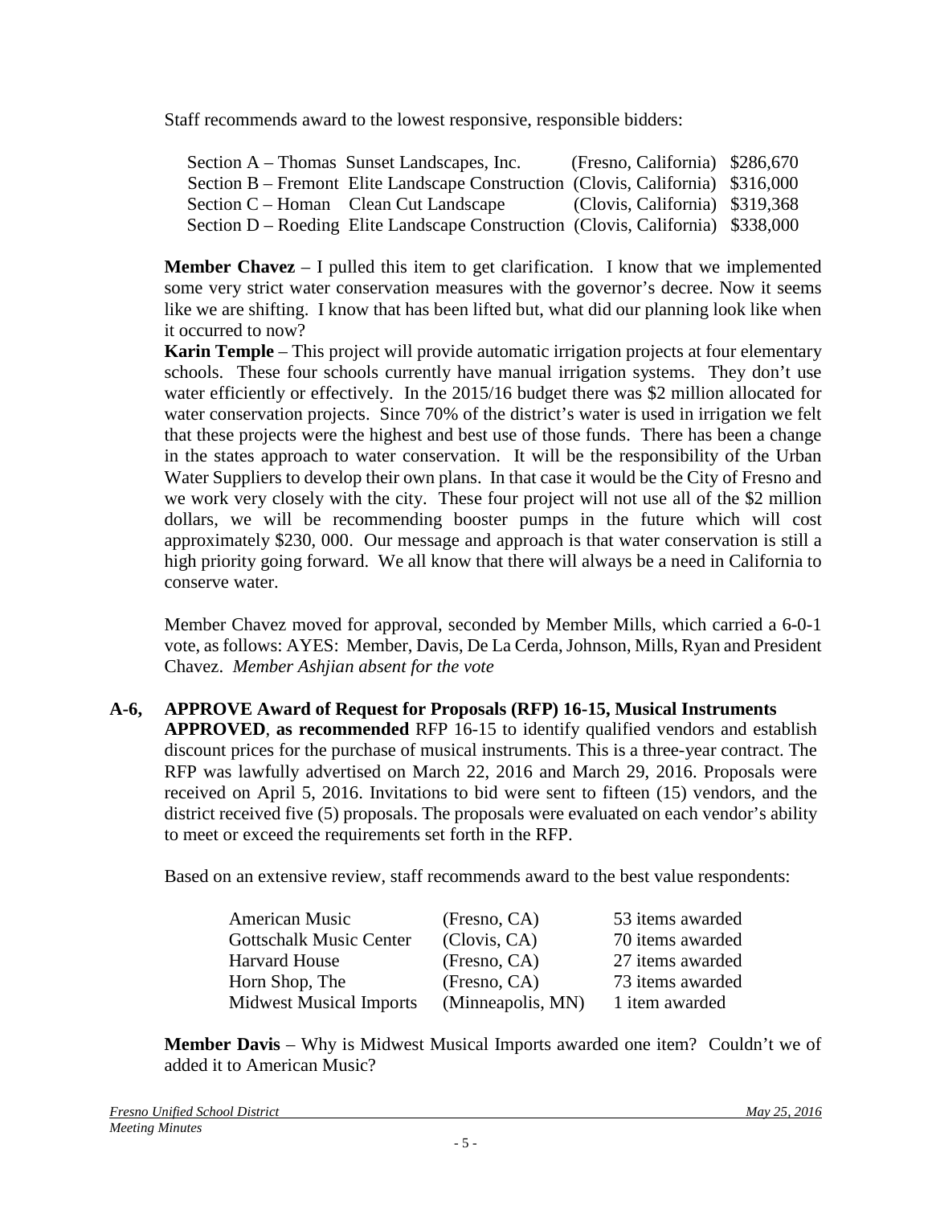Staff recommends award to the lowest responsive, responsible bidders:

| | | | |
|---|---|---|---|
| Section A – Thomas | Sunset Landscapes, Inc. | (Fresno, California) | $286,670 |
| Section B – Fremont | Elite Landscape Construction | (Clovis, California) | $316,000 |
| Section C – Homan | Clean Cut Landscape | (Clovis, California) | $319,368 |
| Section D – Roeding | Elite Landscape Construction | (Clovis, California) | $338,000 |

**Member Chavez** – I pulled this item to get clarification. I know that we implemented some very strict water conservation measures with the governor's decree. Now it seems like we are shifting. I know that has been lifted but, what did our planning look like when it occurred to now?

**Karin Temple** – This project will provide automatic irrigation projects at four elementary schools. These four schools currently have manual irrigation systems. They don't use water efficiently or effectively. In the 2015/16 budget there was $2 million allocated for water conservation projects. Since 70% of the district's water is used in irrigation we felt that these projects were the highest and best use of those funds. There has been a change in the states approach to water conservation. It will be the responsibility of the Urban Water Suppliers to develop their own plans. In that case it would be the City of Fresno and we work very closely with the city. These four project will not use all of the $2 million dollars, we will be recommending booster pumps in the future which will cost approximately $230, 000. Our message and approach is that water conservation is still a high priority going forward. We all know that there will always be a need in California to conserve water.

Member Chavez moved for approval, seconded by Member Mills, which carried a 6-0-1 vote, as follows: AYES: Member, Davis, De La Cerda, Johnson, Mills, Ryan and President Chavez. *Member Ashjian absent for the vote*

**A-6, APPROVE Award of Request for Proposals (RFP) 16-15, Musical Instruments**

**APPROVED**, **as recommended** RFP 16-15 to identify qualified vendors and establish discount prices for the purchase of musical instruments. This is a three-year contract. The RFP was lawfully advertised on March 22, 2016 and March 29, 2016. Proposals were received on April 5, 2016. Invitations to bid were sent to fifteen (15) vendors, and the district received five (5) proposals. The proposals were evaluated on each vendor's ability to meet or exceed the requirements set forth in the RFP.

Based on an extensive review, staff recommends award to the best value respondents:

| | | |
|---|---|---|
| American Music | (Fresno, CA) | 53 items awarded |
| Gottschalk Music Center | (Clovis, CA) | 70 items awarded |
| Harvard House | (Fresno, CA) | 27 items awarded |
| Horn Shop, The | (Fresno, CA) | 73 items awarded |
| Midwest Musical Imports | (Minneapolis, MN) | 1 item awarded |

**Member Davis** – Why is Midwest Musical Imports awarded one item? Couldn't we of added it to American Music?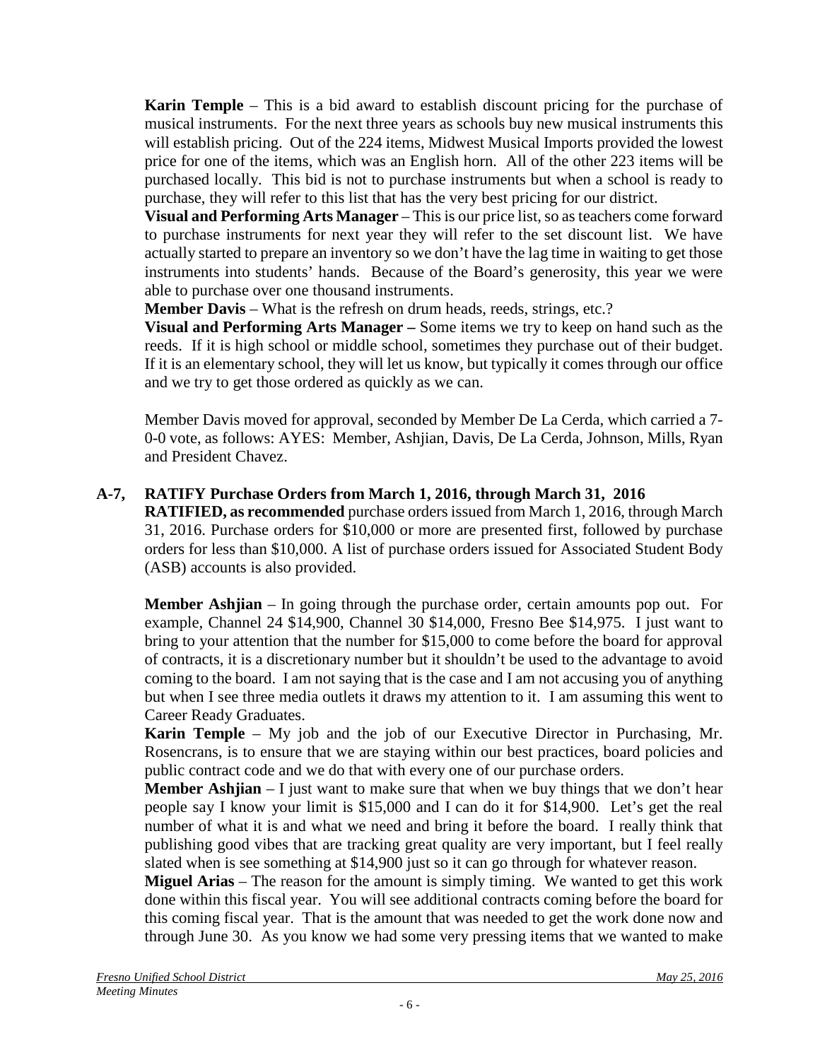**Karin Temple** – This is a bid award to establish discount pricing for the purchase of musical instruments. For the next three years as schools buy new musical instruments this will establish pricing. Out of the 224 items, Midwest Musical Imports provided the lowest price for one of the items, which was an English horn. All of the other 223 items will be purchased locally. This bid is not to purchase instruments but when a school is ready to purchase, they will refer to this list that has the very best pricing for our district.
**Visual and Performing Arts Manager** – This is our price list, so as teachers come forward to purchase instruments for next year they will refer to the set discount list. We have actually started to prepare an inventory so we don't have the lag time in waiting to get those instruments into students' hands. Because of the Board's generosity, this year we were able to purchase over one thousand instruments.
**Member Davis** – What is the refresh on drum heads, reeds, strings, etc.?
**Visual and Performing Arts Manager –** Some items we try to keep on hand such as the reeds. If it is high school or middle school, sometimes they purchase out of their budget. If it is an elementary school, they will let us know, but typically it comes through our office and we try to get those ordered as quickly as we can.

Member Davis moved for approval, seconded by Member De La Cerda, which carried a 7-0-0 vote, as follows: AYES: Member, Ashjian, Davis, De La Cerda, Johnson, Mills, Ryan and President Chavez.

**A-7, RATIFY Purchase Orders from March 1, 2016, through March 31, 2016**
**RATIFIED, as recommended** purchase orders issued from March 1, 2016, through March 31, 2016. Purchase orders for $10,000 or more are presented first, followed by purchase orders for less than $10,000. A list of purchase orders issued for Associated Student Body (ASB) accounts is also provided.

**Member Ashjian** – In going through the purchase order, certain amounts pop out. For example, Channel 24 $14,900, Channel 30 $14,000, Fresno Bee $14,975. I just want to bring to your attention that the number for $15,000 to come before the board for approval of contracts, it is a discretionary number but it shouldn't be used to the advantage to avoid coming to the board. I am not saying that is the case and I am not accusing you of anything but when I see three media outlets it draws my attention to it. I am assuming this went to Career Ready Graduates.
**Karin Temple** – My job and the job of our Executive Director in Purchasing, Mr. Rosencrans, is to ensure that we are staying within our best practices, board policies and public contract code and we do that with every one of our purchase orders.
**Member Ashjian** – I just want to make sure that when we buy things that we don't hear people say I know your limit is $15,000 and I can do it for $14,900. Let's get the real number of what it is and what we need and bring it before the board. I really think that publishing good vibes that are tracking great quality are very important, but I feel really slated when is see something at $14,900 just so it can go through for whatever reason.
**Miguel Arias** – The reason for the amount is simply timing. We wanted to get this work done within this fiscal year. You will see additional contracts coming before the board for this coming fiscal year. That is the amount that was needed to get the work done now and through June 30. As you know we had some very pressing items that we wanted to make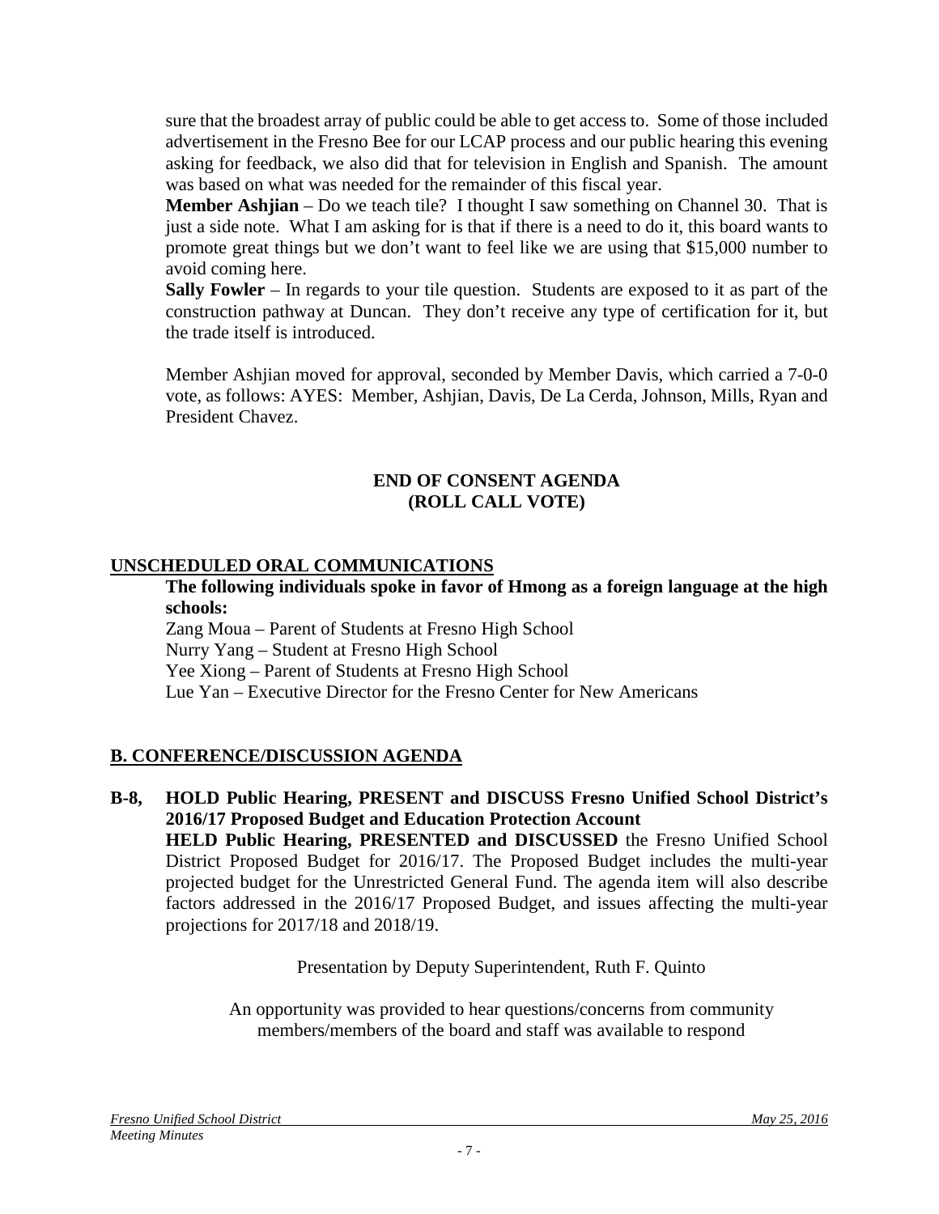sure that the broadest array of public could be able to get access to. Some of those included advertisement in the Fresno Bee for our LCAP process and our public hearing this evening asking for feedback, we also did that for television in English and Spanish. The amount was based on what was needed for the remainder of this fiscal year.

**Member Ashjian** – Do we teach tile? I thought I saw something on Channel 30. That is just a side note. What I am asking for is that if there is a need to do it, this board wants to promote great things but we don't want to feel like we are using that $15,000 number to avoid coming here.

**Sally Fowler** – In regards to your tile question. Students are exposed to it as part of the construction pathway at Duncan. They don't receive any type of certification for it, but the trade itself is introduced.

Member Ashjian moved for approval, seconded by Member Davis, which carried a 7-0-0 vote, as follows: AYES: Member, Ashjian, Davis, De La Cerda, Johnson, Mills, Ryan and President Chavez.

**END OF CONSENT AGENDA**
**(ROLL CALL VOTE)**

## UNSCHEDULED ORAL COMMUNICATIONS

**The following individuals spoke in favor of Hmong as a foreign language at the high schools:**

Zang Moua – Parent of Students at Fresno High School
Nurry Yang – Student at Fresno High School
Yee Xiong – Parent of Students at Fresno High School
Lue Yan – Executive Director for the Fresno Center for New Americans

## B. CONFERENCE/DISCUSSION AGENDA

**B-8, HOLD Public Hearing, PRESENT and DISCUSS Fresno Unified School District's 2016/17 Proposed Budget and Education Protection Account**

**HELD Public Hearing, PRESENTED and DISCUSSED** the Fresno Unified School District Proposed Budget for 2016/17. The Proposed Budget includes the multi-year projected budget for the Unrestricted General Fund. The agenda item will also describe factors addressed in the 2016/17 Proposed Budget, and issues affecting the multi-year projections for 2017/18 and 2018/19.

Presentation by Deputy Superintendent, Ruth F. Quinto

An opportunity was provided to hear questions/concerns from community members/members of the board and staff was available to respond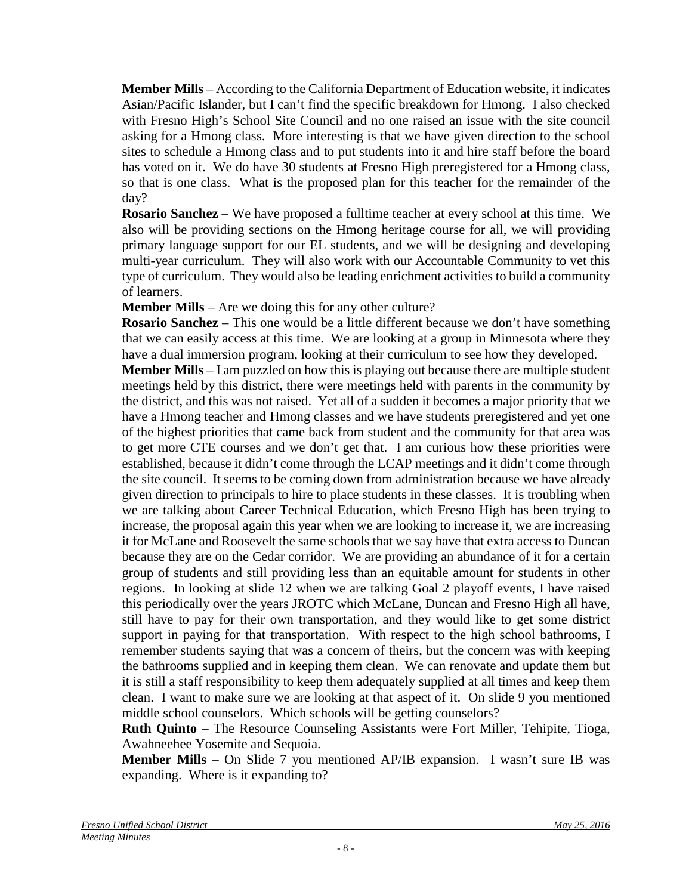**Member Mills** – According to the California Department of Education website, it indicates Asian/Pacific Islander, but I can't find the specific breakdown for Hmong. I also checked with Fresno High's School Site Council and no one raised an issue with the site council asking for a Hmong class. More interesting is that we have given direction to the school sites to schedule a Hmong class and to put students into it and hire staff before the board has voted on it. We do have 30 students at Fresno High preregistered for a Hmong class, so that is one class. What is the proposed plan for this teacher for the remainder of the day?

**Rosario Sanchez** – We have proposed a fulltime teacher at every school at this time. We also will be providing sections on the Hmong heritage course for all, we will providing primary language support for our EL students, and we will be designing and developing multi-year curriculum. They will also work with our Accountable Community to vet this type of curriculum. They would also be leading enrichment activities to build a community of learners.

**Member Mills** – Are we doing this for any other culture?

**Rosario Sanchez** – This one would be a little different because we don't have something that we can easily access at this time. We are looking at a group in Minnesota where they have a dual immersion program, looking at their curriculum to see how they developed.

**Member Mills** – I am puzzled on how this is playing out because there are multiple student meetings held by this district, there were meetings held with parents in the community by the district, and this was not raised. Yet all of a sudden it becomes a major priority that we have a Hmong teacher and Hmong classes and we have students preregistered and yet one of the highest priorities that came back from student and the community for that area was to get more CTE courses and we don't get that. I am curious how these priorities were established, because it didn't come through the LCAP meetings and it didn't come through the site council. It seems to be coming down from administration because we have already given direction to principals to hire to place students in these classes. It is troubling when we are talking about Career Technical Education, which Fresno High has been trying to increase, the proposal again this year when we are looking to increase it, we are increasing it for McLane and Roosevelt the same schools that we say have that extra access to Duncan because they are on the Cedar corridor. We are providing an abundance of it for a certain group of students and still providing less than an equitable amount for students in other regions. In looking at slide 12 when we are talking Goal 2 playoff events, I have raised this periodically over the years JROTC which McLane, Duncan and Fresno High all have, still have to pay for their own transportation, and they would like to get some district support in paying for that transportation. With respect to the high school bathrooms, I remember students saying that was a concern of theirs, but the concern was with keeping the bathrooms supplied and in keeping them clean. We can renovate and update them but it is still a staff responsibility to keep them adequately supplied at all times and keep them clean. I want to make sure we are looking at that aspect of it. On slide 9 you mentioned middle school counselors. Which schools will be getting counselors?

**Ruth Quinto** – The Resource Counseling Assistants were Fort Miller, Tehipite, Tioga, Awahneehee Yosemite and Sequoia.

**Member Mills** – On Slide 7 you mentioned AP/IB expansion. I wasn't sure IB was expanding. Where is it expanding to?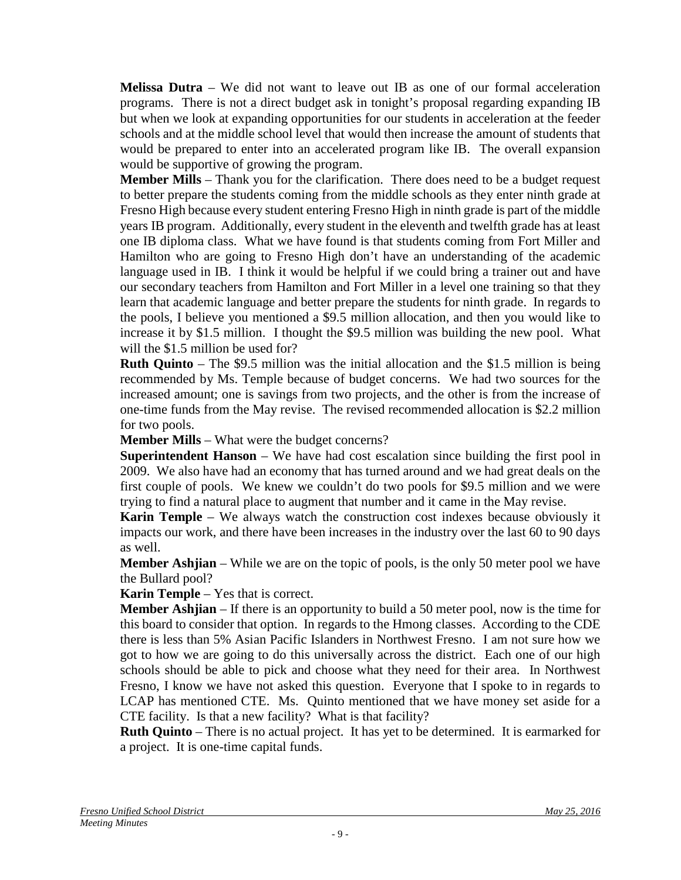**Melissa Dutra** – We did not want to leave out IB as one of our formal acceleration programs. There is not a direct budget ask in tonight's proposal regarding expanding IB but when we look at expanding opportunities for our students in acceleration at the feeder schools and at the middle school level that would then increase the amount of students that would be prepared to enter into an accelerated program like IB. The overall expansion would be supportive of growing the program.

**Member Mills** – Thank you for the clarification. There does need to be a budget request to better prepare the students coming from the middle schools as they enter ninth grade at Fresno High because every student entering Fresno High in ninth grade is part of the middle years IB program. Additionally, every student in the eleventh and twelfth grade has at least one IB diploma class. What we have found is that students coming from Fort Miller and Hamilton who are going to Fresno High don't have an understanding of the academic language used in IB. I think it would be helpful if we could bring a trainer out and have our secondary teachers from Hamilton and Fort Miller in a level one training so that they learn that academic language and better prepare the students for ninth grade. In regards to the pools, I believe you mentioned a $9.5 million allocation, and then you would like to increase it by $1.5 million. I thought the $9.5 million was building the new pool. What will the $1.5 million be used for?

**Ruth Quinto** – The $9.5 million was the initial allocation and the $1.5 million is being recommended by Ms. Temple because of budget concerns. We had two sources for the increased amount; one is savings from two projects, and the other is from the increase of one-time funds from the May revise. The revised recommended allocation is $2.2 million for two pools.

**Member Mills** – What were the budget concerns?

**Superintendent Hanson** – We have had cost escalation since building the first pool in 2009. We also have had an economy that has turned around and we had great deals on the first couple of pools. We knew we couldn't do two pools for $9.5 million and we were trying to find a natural place to augment that number and it came in the May revise.

**Karin Temple** – We always watch the construction cost indexes because obviously it impacts our work, and there have been increases in the industry over the last 60 to 90 days as well.

**Member Ashjian** – While we are on the topic of pools, is the only 50 meter pool we have the Bullard pool?

**Karin Temple** – Yes that is correct.

**Member Ashjian** – If there is an opportunity to build a 50 meter pool, now is the time for this board to consider that option. In regards to the Hmong classes. According to the CDE there is less than 5% Asian Pacific Islanders in Northwest Fresno. I am not sure how we got to how we are going to do this universally across the district. Each one of our high schools should be able to pick and choose what they need for their area. In Northwest Fresno, I know we have not asked this question. Everyone that I spoke to in regards to LCAP has mentioned CTE. Ms. Quinto mentioned that we have money set aside for a CTE facility. Is that a new facility? What is that facility?

**Ruth Quinto** – There is no actual project. It has yet to be determined. It is earmarked for a project. It is one-time capital funds.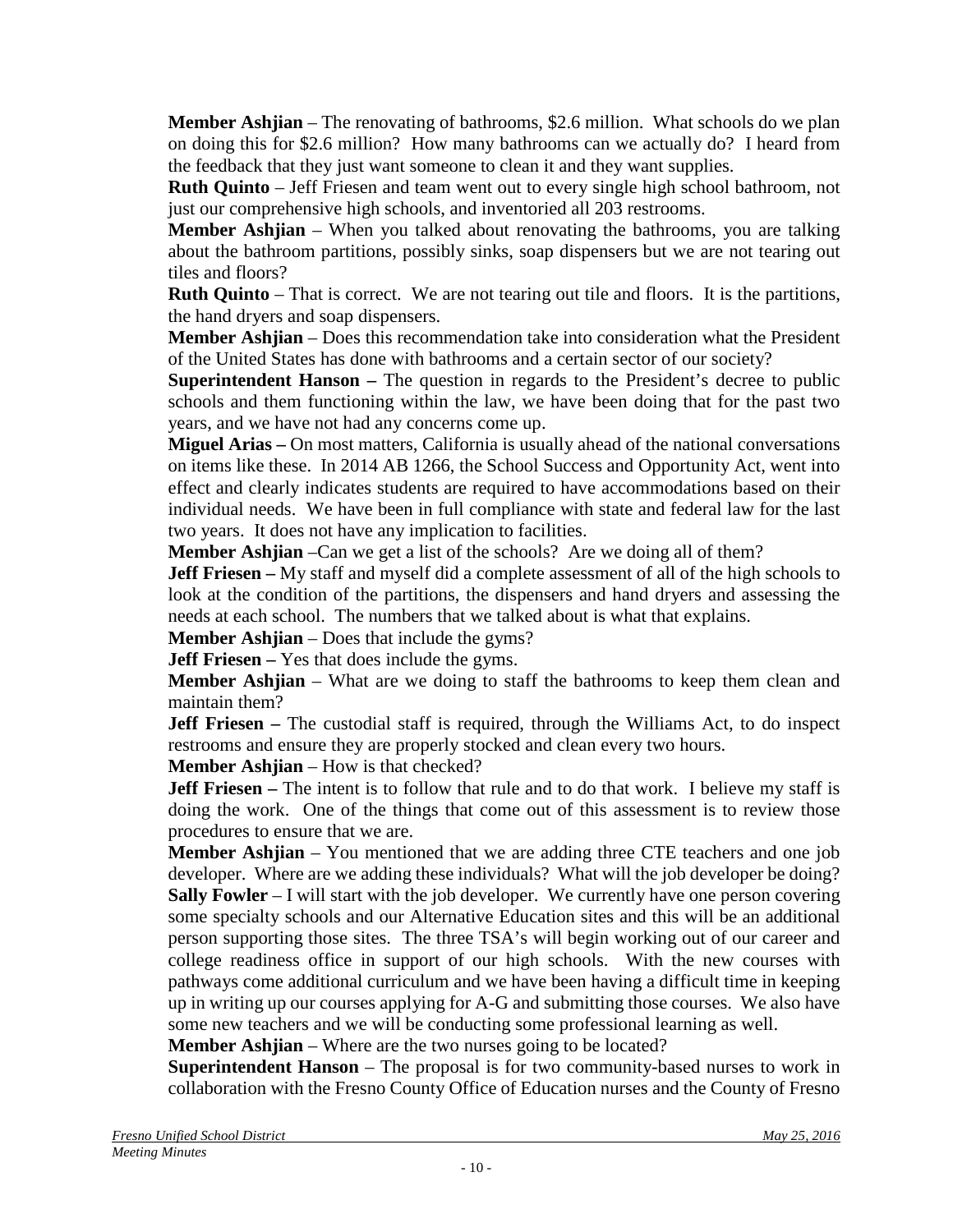**Member Ashjian** – The renovating of bathrooms, $2.6 million. What schools do we plan on doing this for $2.6 million? How many bathrooms can we actually do? I heard from the feedback that they just want someone to clean it and they want supplies.

**Ruth Quinto** – Jeff Friesen and team went out to every single high school bathroom, not just our comprehensive high schools, and inventoried all 203 restrooms.

**Member Ashjian** – When you talked about renovating the bathrooms, you are talking about the bathroom partitions, possibly sinks, soap dispensers but we are not tearing out tiles and floors?

**Ruth Quinto** – That is correct. We are not tearing out tile and floors. It is the partitions, the hand dryers and soap dispensers.

**Member Ashjian** – Does this recommendation take into consideration what the President of the United States has done with bathrooms and a certain sector of our society?

**Superintendent Hanson –** The question in regards to the President's decree to public schools and them functioning within the law, we have been doing that for the past two years, and we have not had any concerns come up.

**Miguel Arias –** On most matters, California is usually ahead of the national conversations on items like these. In 2014 AB 1266, the School Success and Opportunity Act, went into effect and clearly indicates students are required to have accommodations based on their individual needs. We have been in full compliance with state and federal law for the last two years. It does not have any implication to facilities.

**Member Ashjian** –Can we get a list of the schools? Are we doing all of them?

**Jeff Friesen –** My staff and myself did a complete assessment of all of the high schools to look at the condition of the partitions, the dispensers and hand dryers and assessing the needs at each school. The numbers that we talked about is what that explains.

**Member Ashjian** – Does that include the gyms?

**Jeff Friesen –** Yes that does include the gyms.

**Member Ashjian** – What are we doing to staff the bathrooms to keep them clean and maintain them?

**Jeff Friesen –** The custodial staff is required, through the Williams Act, to do inspect restrooms and ensure they are properly stocked and clean every two hours.

**Member Ashjian** – How is that checked?

**Jeff Friesen –** The intent is to follow that rule and to do that work. I believe my staff is doing the work. One of the things that come out of this assessment is to review those procedures to ensure that we are.

**Member Ashjian** – You mentioned that we are adding three CTE teachers and one job developer. Where are we adding these individuals? What will the job developer be doing?

**Sally Fowler** – I will start with the job developer. We currently have one person covering some specialty schools and our Alternative Education sites and this will be an additional person supporting those sites. The three TSA's will begin working out of our career and college readiness office in support of our high schools. With the new courses with pathways come additional curriculum and we have been having a difficult time in keeping up in writing up our courses applying for A-G and submitting those courses. We also have some new teachers and we will be conducting some professional learning as well.

**Member Ashjian** – Where are the two nurses going to be located?

**Superintendent Hanson** – The proposal is for two community-based nurses to work in collaboration with the Fresno County Office of Education nurses and the County of Fresno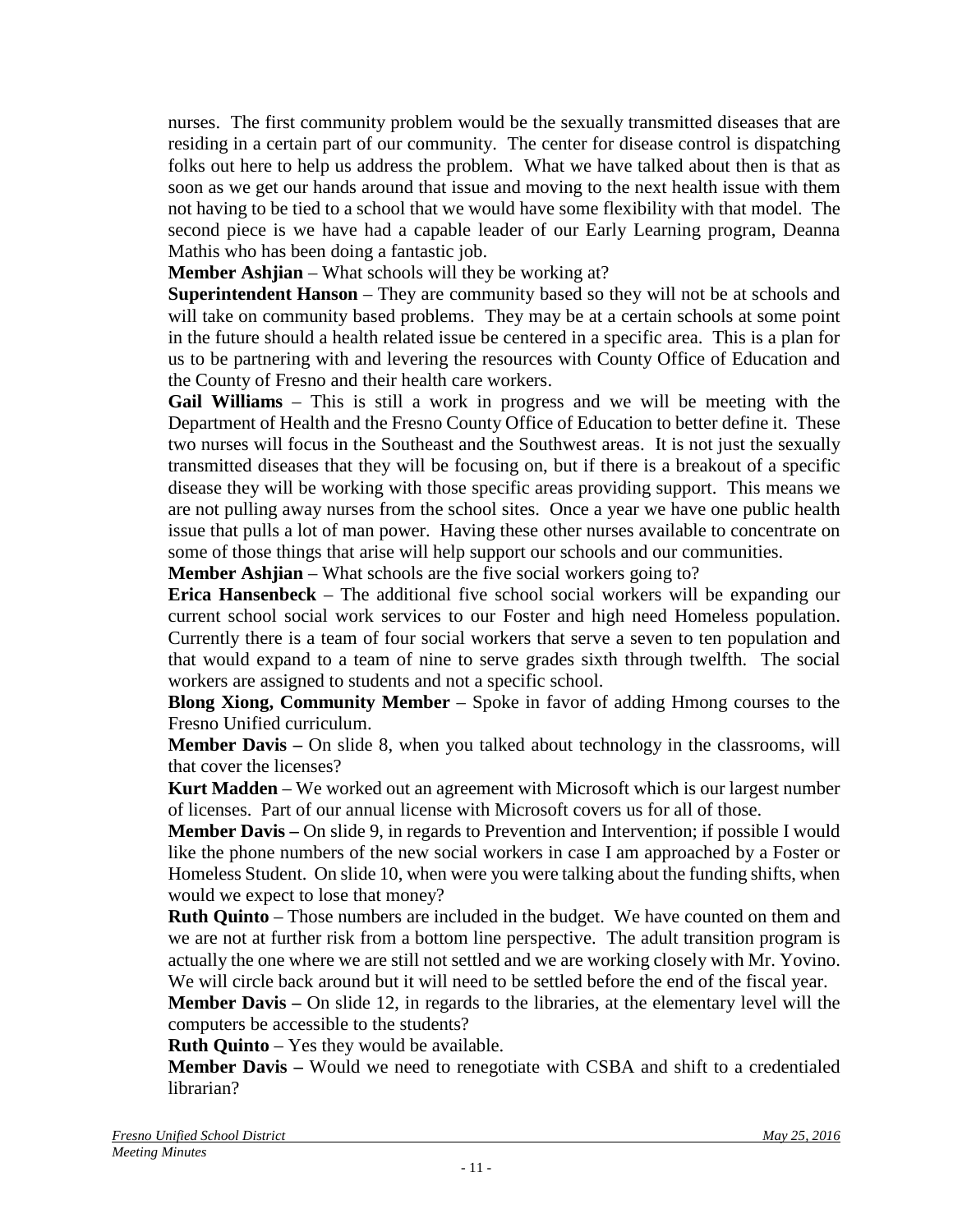nurses. The first community problem would be the sexually transmitted diseases that are residing in a certain part of our community. The center for disease control is dispatching folks out here to help us address the problem. What we have talked about then is that as soon as we get our hands around that issue and moving to the next health issue with them not having to be tied to a school that we would have some flexibility with that model. The second piece is we have had a capable leader of our Early Learning program, Deanna Mathis who has been doing a fantastic job.

**Member Ashjian** – What schools will they be working at?

**Superintendent Hanson** – They are community based so they will not be at schools and will take on community based problems. They may be at a certain schools at some point in the future should a health related issue be centered in a specific area. This is a plan for us to be partnering with and levering the resources with County Office of Education and the County of Fresno and their health care workers.

**Gail Williams** – This is still a work in progress and we will be meeting with the Department of Health and the Fresno County Office of Education to better define it. These two nurses will focus in the Southeast and the Southwest areas. It is not just the sexually transmitted diseases that they will be focusing on, but if there is a breakout of a specific disease they will be working with those specific areas providing support. This means we are not pulling away nurses from the school sites. Once a year we have one public health issue that pulls a lot of man power. Having these other nurses available to concentrate on some of those things that arise will help support our schools and our communities.

**Member Ashjian** – What schools are the five social workers going to?

**Erica Hansenbeck** – The additional five school social workers will be expanding our current school social work services to our Foster and high need Homeless population. Currently there is a team of four social workers that serve a seven to ten population and that would expand to a team of nine to serve grades sixth through twelfth. The social workers are assigned to students and not a specific school.

**Blong Xiong, Community Member** – Spoke in favor of adding Hmong courses to the Fresno Unified curriculum.

**Member Davis –** On slide 8, when you talked about technology in the classrooms, will that cover the licenses?

**Kurt Madden** – We worked out an agreement with Microsoft which is our largest number of licenses. Part of our annual license with Microsoft covers us for all of those.

**Member Davis –** On slide 9, in regards to Prevention and Intervention; if possible I would like the phone numbers of the new social workers in case I am approached by a Foster or Homeless Student. On slide 10, when were you were talking about the funding shifts, when would we expect to lose that money?

**Ruth Quinto** – Those numbers are included in the budget. We have counted on them and we are not at further risk from a bottom line perspective. The adult transition program is actually the one where we are still not settled and we are working closely with Mr. Yovino. We will circle back around but it will need to be settled before the end of the fiscal year.

**Member Davis –** On slide 12, in regards to the libraries, at the elementary level will the computers be accessible to the students?

**Ruth Quinto** – Yes they would be available.

**Member Davis –** Would we need to renegotiate with CSBA and shift to a credentialed librarian?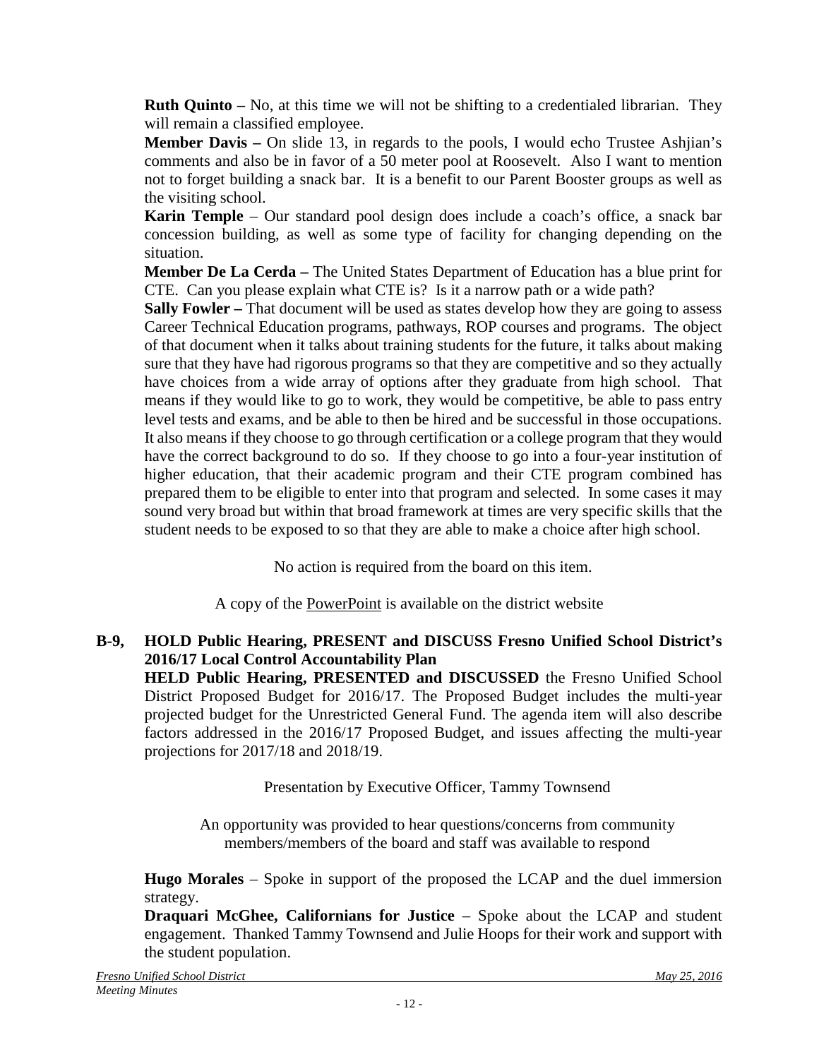**Ruth Quinto –** No, at this time we will not be shifting to a credentialed librarian. They will remain a classified employee.

**Member Davis –** On slide 13, in regards to the pools, I would echo Trustee Ashjian's comments and also be in favor of a 50 meter pool at Roosevelt. Also I want to mention not to forget building a snack bar. It is a benefit to our Parent Booster groups as well as the visiting school.

**Karin Temple** – Our standard pool design does include a coach's office, a snack bar concession building, as well as some type of facility for changing depending on the situation.

**Member De La Cerda –** The United States Department of Education has a blue print for CTE. Can you please explain what CTE is? Is it a narrow path or a wide path?

**Sally Fowler –** That document will be used as states develop how they are going to assess Career Technical Education programs, pathways, ROP courses and programs. The object of that document when it talks about training students for the future, it talks about making sure that they have had rigorous programs so that they are competitive and so they actually have choices from a wide array of options after they graduate from high school. That means if they would like to go to work, they would be competitive, be able to pass entry level tests and exams, and be able to then be hired and be successful in those occupations. It also means if they choose to go through certification or a college program that they would have the correct background to do so. If they choose to go into a four-year institution of higher education, that their academic program and their CTE program combined has prepared them to be eligible to enter into that program and selected. In some cases it may sound very broad but within that broad framework at times are very specific skills that the student needs to be exposed to so that they are able to make a choice after high school.

No action is required from the board on this item.

A copy of the PowerPoint is available on the district website

**B-9, HOLD Public Hearing, PRESENT and DISCUSS Fresno Unified School District's 2016/17 Local Control Accountability Plan**

**HELD Public Hearing, PRESENTED and DISCUSSED** the Fresno Unified School District Proposed Budget for 2016/17. The Proposed Budget includes the multi-year projected budget for the Unrestricted General Fund. The agenda item will also describe factors addressed in the 2016/17 Proposed Budget, and issues affecting the multi-year projections for 2017/18 and 2018/19.

Presentation by Executive Officer, Tammy Townsend

An opportunity was provided to hear questions/concerns from community members/members of the board and staff was available to respond

**Hugo Morales** – Spoke in support of the proposed the LCAP and the duel immersion strategy.

**Draquari McGhee, Californians for Justice** – Spoke about the LCAP and student engagement. Thanked Tammy Townsend and Julie Hoops for their work and support with the student population.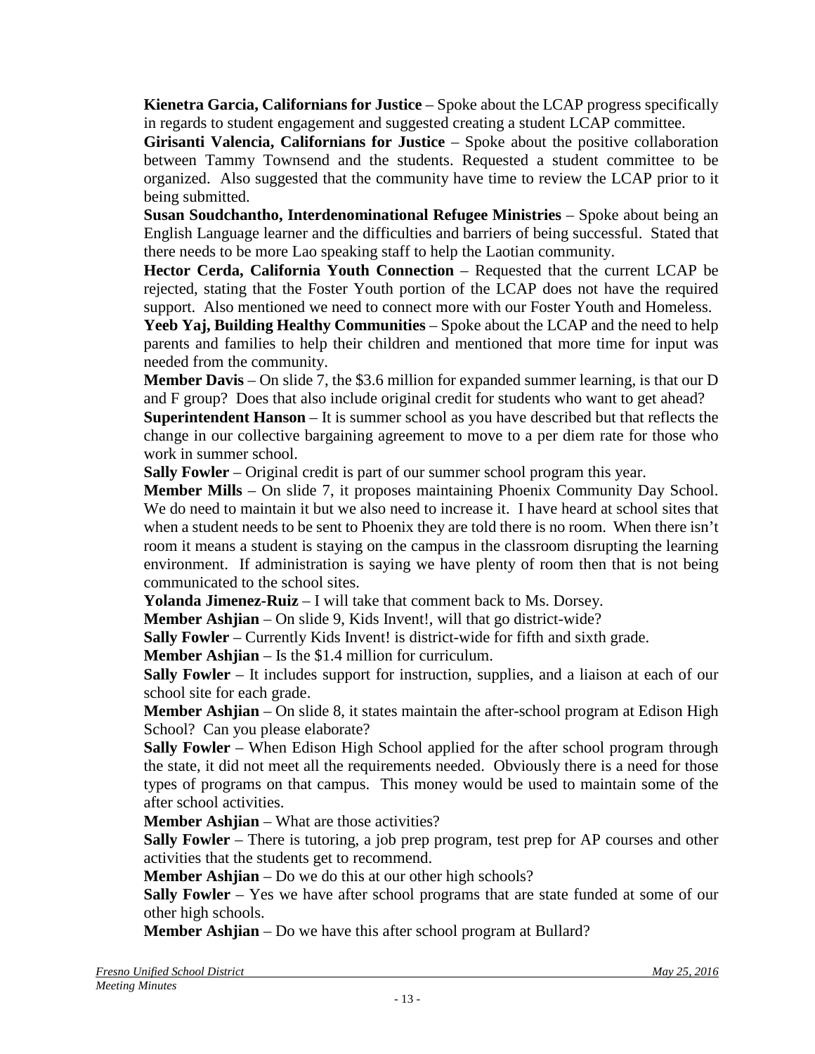**Kienetra Garcia, Californians for Justice** – Spoke about the LCAP progress specifically in regards to student engagement and suggested creating a student LCAP committee.

**Girisanti Valencia, Californians for Justice** – Spoke about the positive collaboration between Tammy Townsend and the students. Requested a student committee to be organized. Also suggested that the community have time to review the LCAP prior to it being submitted.

**Susan Soudchantho, Interdenominational Refugee Ministries** – Spoke about being an English Language learner and the difficulties and barriers of being successful. Stated that there needs to be more Lao speaking staff to help the Laotian community.

**Hector Cerda, California Youth Connection** – Requested that the current LCAP be rejected, stating that the Foster Youth portion of the LCAP does not have the required support. Also mentioned we need to connect more with our Foster Youth and Homeless.

**Yeeb Yaj, Building Healthy Communities** – Spoke about the LCAP and the need to help parents and families to help their children and mentioned that more time for input was needed from the community.

**Member Davis** – On slide 7, the $3.6 million for expanded summer learning, is that our D and F group? Does that also include original credit for students who want to get ahead?

**Superintendent Hanson** – It is summer school as you have described but that reflects the change in our collective bargaining agreement to move to a per diem rate for those who work in summer school.

**Sally Fowler** – Original credit is part of our summer school program this year.

**Member Mills** – On slide 7, it proposes maintaining Phoenix Community Day School. We do need to maintain it but we also need to increase it. I have heard at school sites that when a student needs to be sent to Phoenix they are told there is no room. When there isn't room it means a student is staying on the campus in the classroom disrupting the learning environment. If administration is saying we have plenty of room then that is not being communicated to the school sites.

**Yolanda Jimenez-Ruiz** – I will take that comment back to Ms. Dorsey.

**Member Ashjian** – On slide 9, Kids Invent!, will that go district-wide?

**Sally Fowler** – Currently Kids Invent! is district-wide for fifth and sixth grade.

**Member Ashjian** – Is the $1.4 million for curriculum.

**Sally Fowler** – It includes support for instruction, supplies, and a liaison at each of our school site for each grade.

**Member Ashjian** – On slide 8, it states maintain the after-school program at Edison High School? Can you please elaborate?

**Sally Fowler** – When Edison High School applied for the after school program through the state, it did not meet all the requirements needed. Obviously there is a need for those types of programs on that campus. This money would be used to maintain some of the after school activities.

**Member Ashjian** – What are those activities?

**Sally Fowler** – There is tutoring, a job prep program, test prep for AP courses and other activities that the students get to recommend.

**Member Ashjian** – Do we do this at our other high schools?

**Sally Fowler** – Yes we have after school programs that are state funded at some of our other high schools.

**Member Ashjian** – Do we have this after school program at Bullard?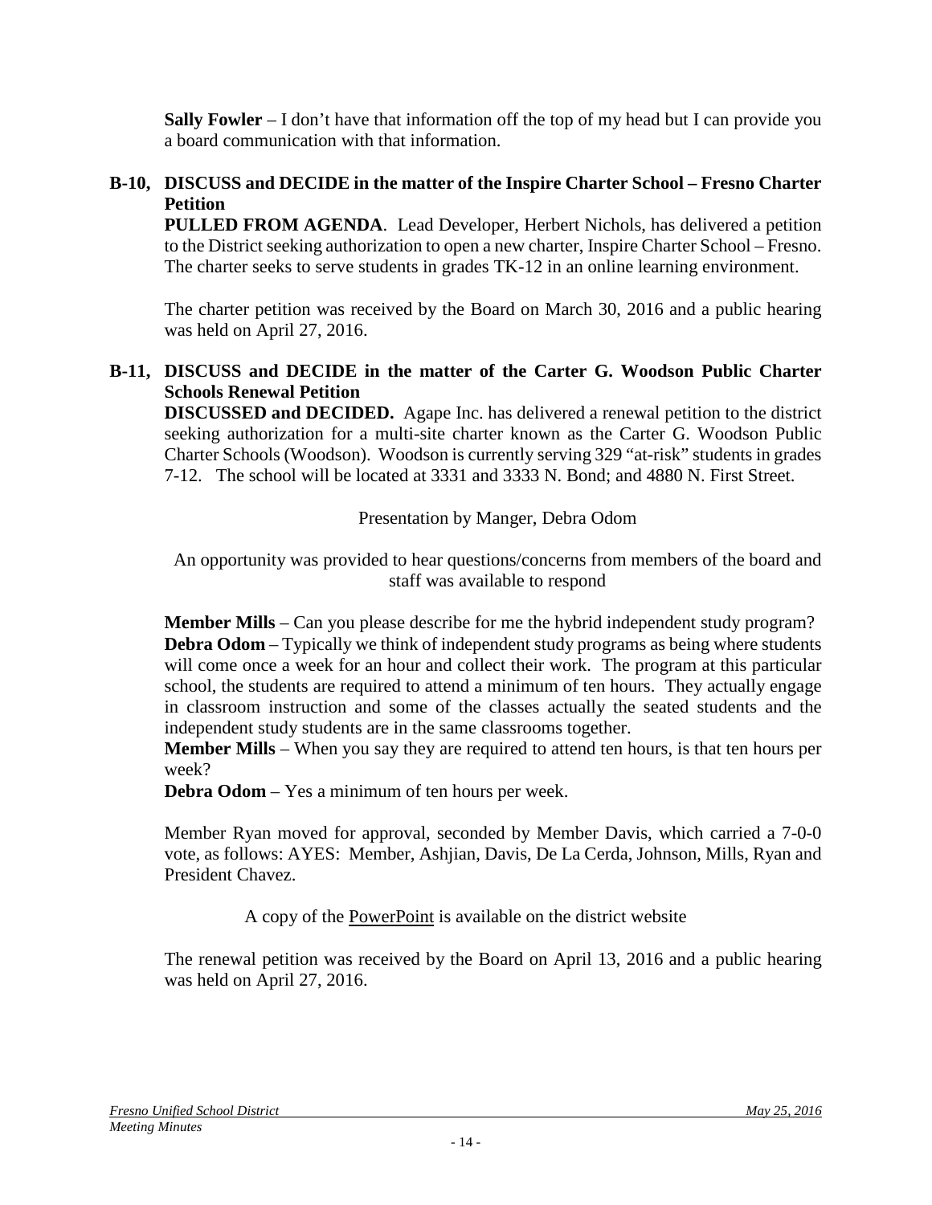**Sally Fowler** – I don't have that information off the top of my head but I can provide you a board communication with that information.

**B-10, DISCUSS and DECIDE in the matter of the Inspire Charter School – Fresno Charter Petition**

**PULLED FROM AGENDA**. Lead Developer, Herbert Nichols, has delivered a petition to the District seeking authorization to open a new charter, Inspire Charter School – Fresno. The charter seeks to serve students in grades TK-12 in an online learning environment.

The charter petition was received by the Board on March 30, 2016 and a public hearing was held on April 27, 2016.

**B-11, DISCUSS and DECIDE in the matter of the Carter G. Woodson Public Charter Schools Renewal Petition**

**DISCUSSED and DECIDED.** Agape Inc. has delivered a renewal petition to the district seeking authorization for a multi-site charter known as the Carter G. Woodson Public Charter Schools (Woodson). Woodson is currently serving 329 "at-risk" students in grades 7-12. The school will be located at 3331 and 3333 N. Bond; and 4880 N. First Street.

Presentation by Manger, Debra Odom

An opportunity was provided to hear questions/concerns from members of the board and staff was available to respond

**Member Mills** – Can you please describe for me the hybrid independent study program?
**Debra Odom** – Typically we think of independent study programs as being where students will come once a week for an hour and collect their work. The program at this particular school, the students are required to attend a minimum of ten hours. They actually engage in classroom instruction and some of the classes actually the seated students and the independent study students are in the same classrooms together.
**Member Mills** – When you say they are required to attend ten hours, is that ten hours per week?
**Debra Odom** – Yes a minimum of ten hours per week.

Member Ryan moved for approval, seconded by Member Davis, which carried a 7-0-0 vote, as follows: AYES: Member, Ashjian, Davis, De La Cerda, Johnson, Mills, Ryan and President Chavez.

A copy of the PowerPoint is available on the district website

The renewal petition was received by the Board on April 13, 2016 and a public hearing was held on April 27, 2016.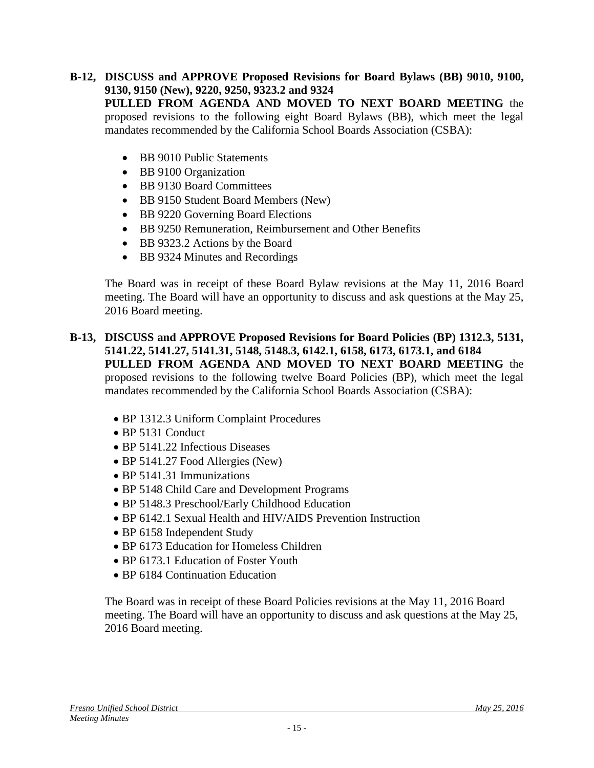**B-12, DISCUSS and APPROVE Proposed Revisions for Board Bylaws (BB) 9010, 9100, 9130, 9150 (New), 9220, 9250, 9323.2 and 9324**

**PULLED FROM AGENDA AND MOVED TO NEXT BOARD MEETING** the proposed revisions to the following eight Board Bylaws (BB), which meet the legal mandates recommended by the California School Boards Association (CSBA):

- BB 9010 Public Statements
- BB 9100 Organization
- BB 9130 Board Committees
- BB 9150 Student Board Members (New)
- BB 9220 Governing Board Elections
- BB 9250 Remuneration, Reimbursement and Other Benefits
- BB 9323.2 Actions by the Board
- BB 9324 Minutes and Recordings

The Board was in receipt of these Board Bylaw revisions at the May 11, 2016 Board meeting. The Board will have an opportunity to discuss and ask questions at the May 25, 2016 Board meeting.

**B-13, DISCUSS and APPROVE Proposed Revisions for Board Policies (BP) 1312.3, 5131, 5141.22, 5141.27, 5141.31, 5148, 5148.3, 6142.1, 6158, 6173, 6173.1, and 6184**

**PULLED FROM AGENDA AND MOVED TO NEXT BOARD MEETING** the proposed revisions to the following twelve Board Policies (BP), which meet the legal mandates recommended by the California School Boards Association (CSBA):

- BP 1312.3 Uniform Complaint Procedures
- BP 5131 Conduct
- BP 5141.22 Infectious Diseases
- BP 5141.27 Food Allergies (New)
- BP 5141.31 Immunizations
- BP 5148 Child Care and Development Programs
- BP 5148.3 Preschool/Early Childhood Education
- BP 6142.1 Sexual Health and HIV/AIDS Prevention Instruction
- BP 6158 Independent Study
- BP 6173 Education for Homeless Children
- BP 6173.1 Education of Foster Youth
- BP 6184 Continuation Education

The Board was in receipt of these Board Policies revisions at the May 11, 2016 Board meeting. The Board will have an opportunity to discuss and ask questions at the May 25, 2016 Board meeting.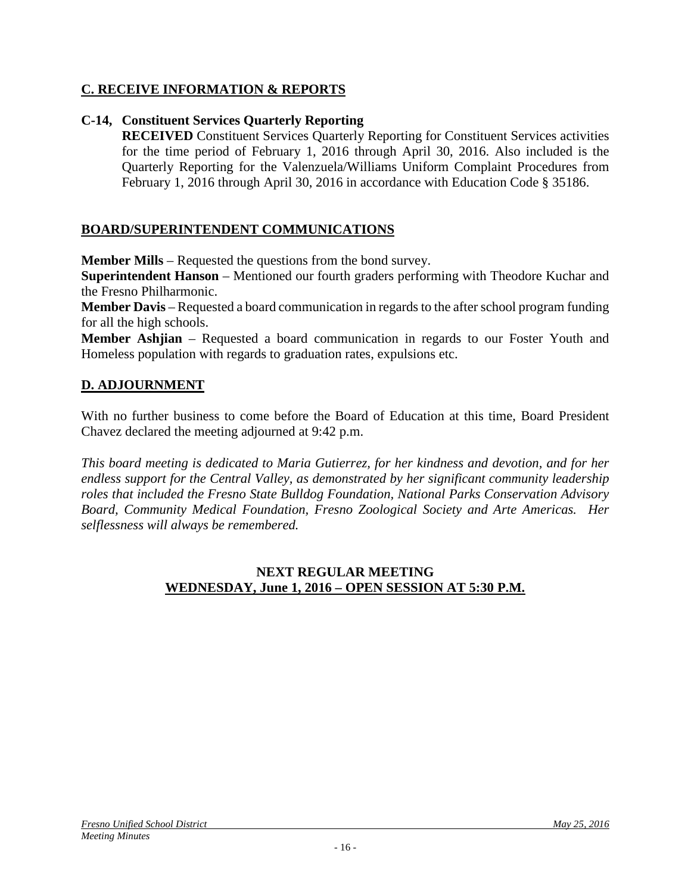## C. RECEIVE INFORMATION & REPORTS

**C-14, Constituent Services Quarterly Reporting**

**RECEIVED** Constituent Services Quarterly Reporting for Constituent Services activities for the time period of February 1, 2016 through April 30, 2016. Also included is the Quarterly Reporting for the Valenzuela/Williams Uniform Complaint Procedures from February 1, 2016 through April 30, 2016 in accordance with Education Code § 35186.

## BOARD/SUPERINTENDENT COMMUNICATIONS

**Member Mills** – Requested the questions from the bond survey.

**Superintendent Hanson** – Mentioned our fourth graders performing with Theodore Kuchar and the Fresno Philharmonic.

**Member Davis** – Requested a board communication in regards to the after school program funding for all the high schools.

**Member Ashjian** – Requested a board communication in regards to our Foster Youth and Homeless population with regards to graduation rates, expulsions etc.

## D. ADJOURNMENT

With no further business to come before the Board of Education at this time, Board President Chavez declared the meeting adjourned at 9:42 p.m.

*This board meeting is dedicated to Maria Gutierrez, for her kindness and devotion, and for her endless support for the Central Valley, as demonstrated by her significant community leadership roles that included the Fresno State Bulldog Foundation, National Parks Conservation Advisory Board, Community Medical Foundation, Fresno Zoological Society and Arte Americas. Her selflessness will always be remembered.*

**NEXT REGULAR MEETING**

**WEDNESDAY, June 1, 2016 – OPEN SESSION AT 5:30 P.M.**